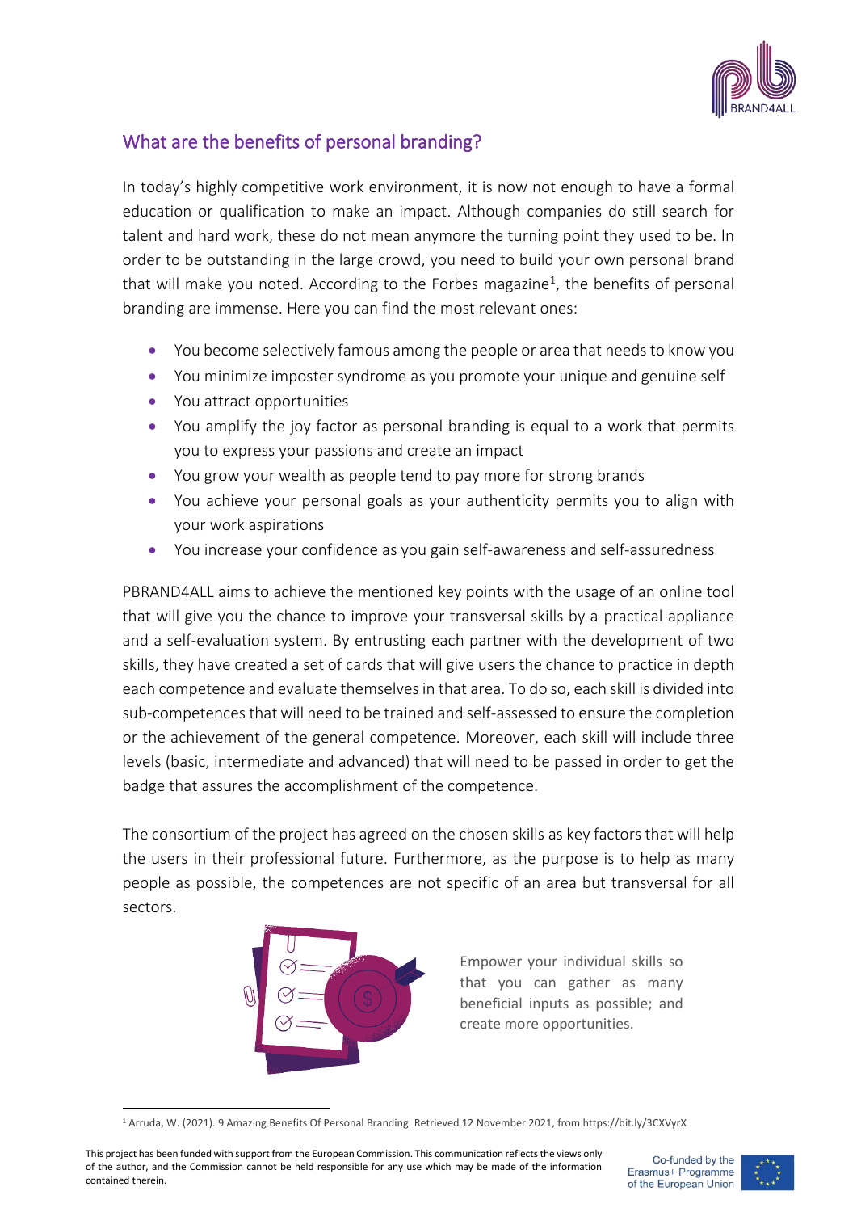## What are the benefits of personal branding?

In today's highly competitive work environment, it is now not enough to have a formal education or qualification to make an impact. Although companies do still search for talent and hard work, these do not mean anymore the turning point they used to be. In order to be outstanding in the large crowd, you need to build your own personal brand that will make you noted. According to the Forbes magazine[1], the benefits of personal branding are immense. Here you can find the most relevant ones:

- You become selectively famous among the people or area that needs to know you
- You minimize imposter syndrome as you promote your unique and genuine self
- You attract opportunities
- You amplify the joy factor as personal branding is equal to a work that permits you to express your passions and create an impact
- You grow your wealth as people tend to pay more for strong brands
- You achieve your personal goals as your authenticity permits you to align with your work aspirations
- You increase your confidence as you gain self-awareness and self-assuredness

PBRAND4ALL aims to achieve the mentioned key points with the usage of an online tool that will give you the chance to improve your transversal skills by a practical appliance and a self-evaluation system. By entrusting each partner with the development of two skills, they have created a set of cards that will give users the chance to practice in depth each competence and evaluate themselves in that area. To do so, each skill is divided into sub-competences that will need to be trained and self-assessed to ensure the completion or the achievement of the general competence. Moreover, each skill will include three levels (basic, intermediate and advanced) that will need to be passed in order to get the badge that assures the accomplishment of the competence.

The consortium of the project has agreed on the chosen skills as key factors that will help the users in their professional future. Furthermore, as the purpose is to help as many people as possible, the competences are not specific of an area but transversal for all sectors.

Empower your individual skills so that you can gather as many beneficial inputs as possible; and create more opportunities.

[1] Arruda, W. (2021). 9 Amazing Benefits Of Personal Branding. Retrieved 12 November 2021, from https://bit.ly/3CXVyrX

This project has been funded with support from the European Commission. This communication reflects the views only of the author, and the Commission cannot be held responsible for any use which may be made of the information contained therein.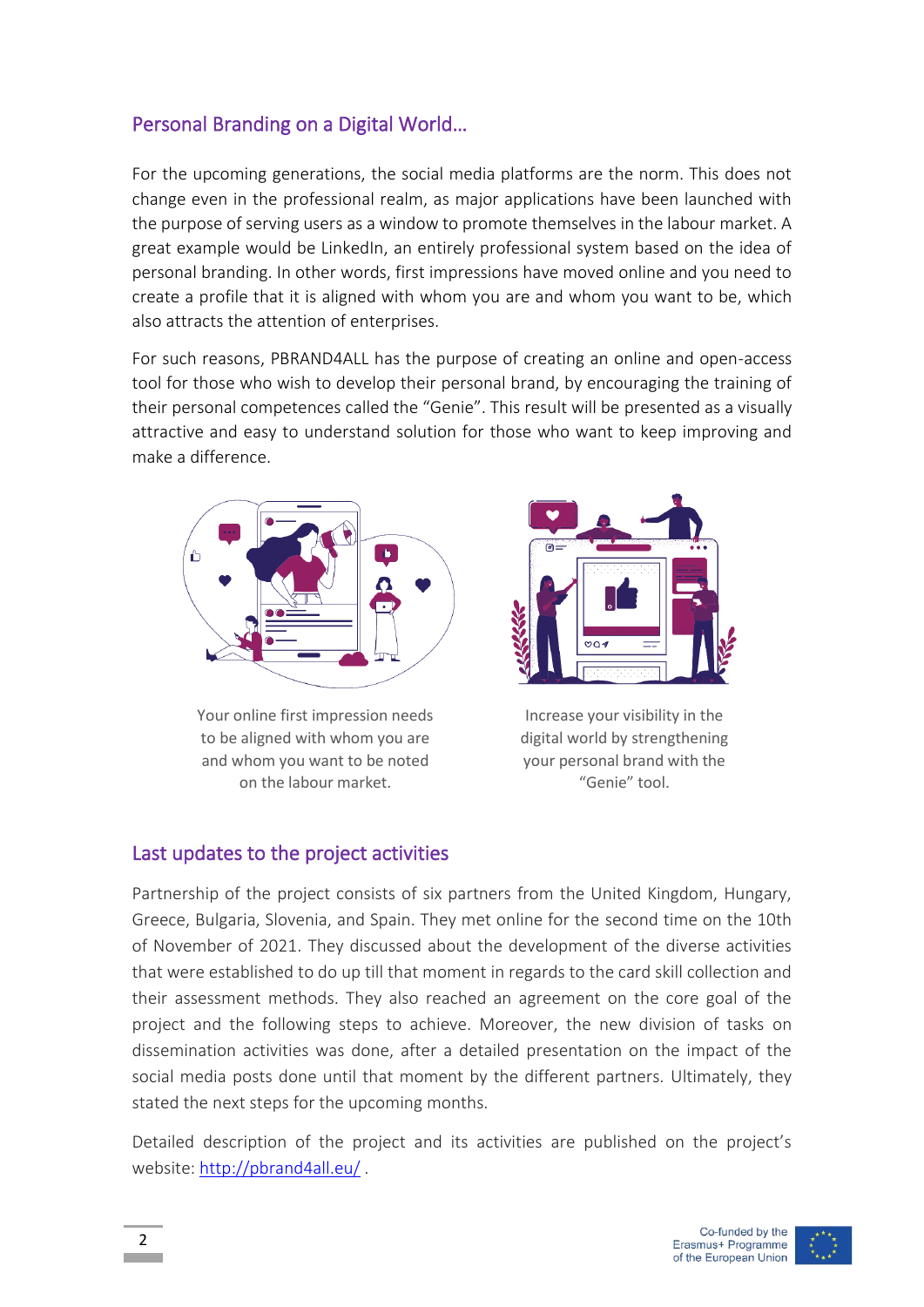## Personal Branding on a Digital World…

For the upcoming generations, the social media platforms are the norm. This does not change even in the professional realm, as major applications have been launched with the purpose of serving users as a window to promote themselves in the labour market. A great example would be LinkedIn, an entirely professional system based on the idea of personal branding. In other words, first impressions have moved online and you need to create a profile that it is aligned with whom you are and whom you want to be, which also attracts the attention of enterprises.

For such reasons, PBRAND4ALL has the purpose of creating an online and open-access tool for those who wish to develop their personal brand, by encouraging the training of their personal competences called the "Genie". This result will be presented as a visually attractive and easy to understand solution for those who want to keep improving and make a difference.

Your online first impression needs to be aligned with whom you are and whom you want to be noted on the labour market.

Increase your visibility in the digital world by strengthening your personal brand with the "Genie" tool.

## Last updates to the project activities

Partnership of the project consists of six partners from the United Kingdom, Hungary, Greece, Bulgaria, Slovenia, and Spain. They met online for the second time on the 10th of November of 2021. They discussed about the development of the diverse activities that were established to do up till that moment in regards to the card skill collection and their assessment methods. They also reached an agreement on the core goal of the project and the following steps to achieve. Moreover, the new division of tasks on dissemination activities was done, after a detailed presentation on the impact of the social media posts done until that moment by the different partners. Ultimately, they stated the next steps for the upcoming months.

Detailed description of the project and its activities are published on the project's website: [http://pbrand4all.eu/](http://pbrand4all.eu/) .

Co-funded by the Erasmus+ Programme of the European Union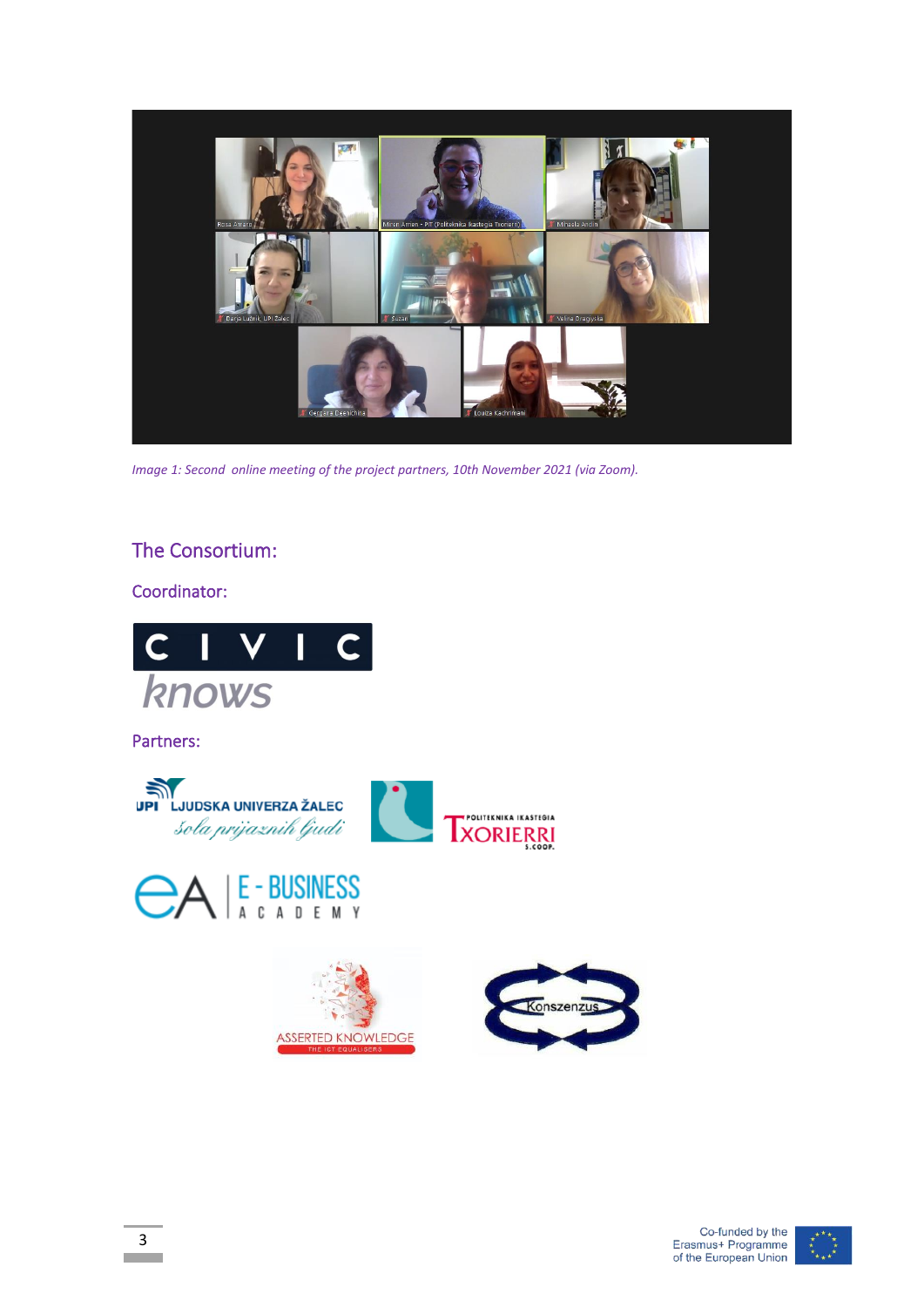*Image 1: Second online meeting of the project partners, 10th November 2021 (via Zoom).*

## The Consortium:

### Coordinator:

### Partners: